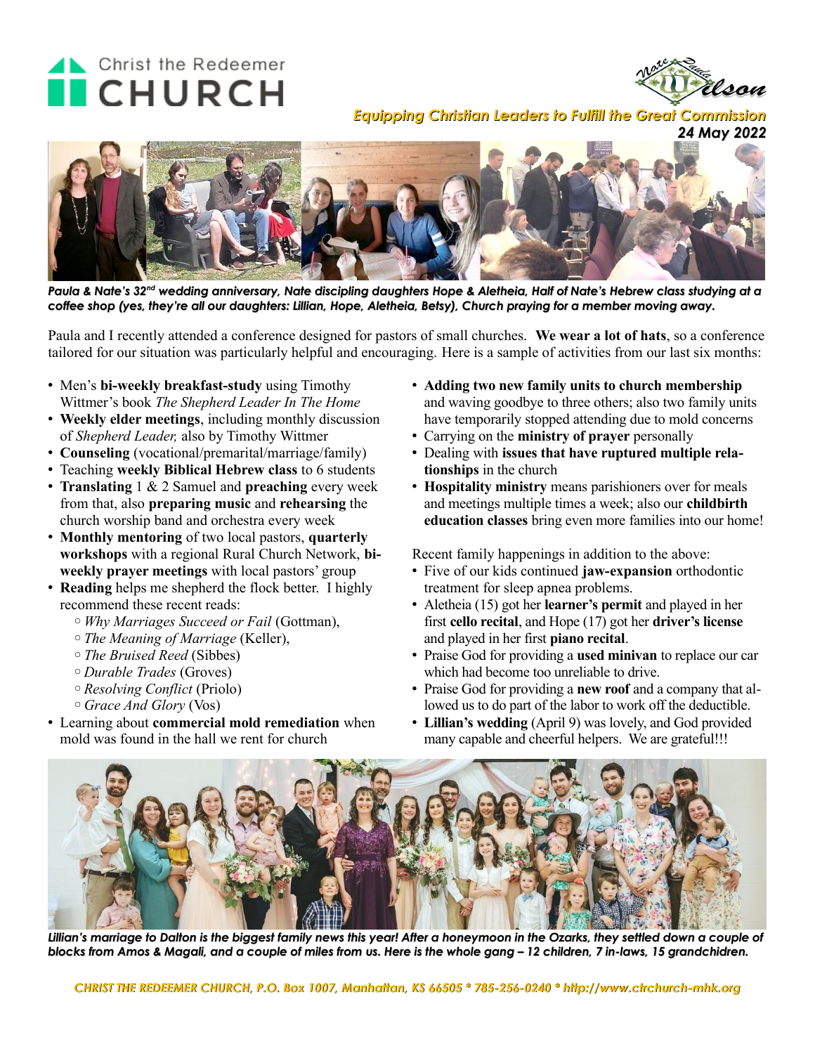Christ the Redeemer **CHURCH**

Nate Paula Wilson

*Equipping Christian Leaders to Fulfill the Great Commission*

*24 May 2022*

*Paula & Nate's 32nd wedding anniversary, Nate discipling daughters Hope & Aletheia, Half of Nate's Hebrew class studying at a coffee shop (yes, they're all our daughters: Lillian, Hope, Aletheia, Betsy), Church praying for a member moving away.*

Paula and I recently attended a conference designed for pastors of small churches. **We wear a lot of hats**, so a conference tailored for our situation was particularly helpful and encouraging. Here is a sample of activities from our last six months:

- Men's **bi-weekly breakfast-study** using Timothy Wittmer's book *The Shepherd Leader In The Home*
- **Weekly elder meetings**, including monthly discussion of *Shepherd Leader,* also by Timothy Wittmer
- **Counseling** (vocational/premarital/marriage/family)
- Teaching **weekly Biblical Hebrew class** to 6 students
- **Translating** 1 & 2 Samuel and **preaching** every week from that, also **preparing music** and **rehearsing** the church worship band and orchestra every week
- **Monthly mentoring** of two local pastors, **quarterly workshops** with a regional Rural Church Network, **bi-weekly prayer meetings** with local pastors' group
- **Reading** helps me shepherd the flock better. I highly recommend these recent reads:
  - *Why Marriages Succeed or Fail* (Gottman),
  - *The Meaning of Marriage* (Keller),
  - *The Bruised Reed* (Sibbes)
  - *Durable Trades* (Groves)
  - *Resolving Conflict* (Priolo)
  - *Grace And Glory* (Vos)
- Learning about **commercial mold remediation** when mold was found in the hall we rent for church
- **Adding two new family units to church membership** and waving goodbye to three others; also two family units have temporarily stopped attending due to mold concerns
- Carrying on the **ministry of prayer** personally
- Dealing with **issues that have ruptured multiple relationships** in the church
- **Hospitality ministry** means parishioners over for meals and meetings multiple times a week; also our **childbirth education classes** bring even more families into our home!

Recent family happenings in addition to the above:

- Five of our kids continued **jaw-expansion** orthodontic treatment for sleep apnea problems.
- Aletheia (15) got her **learner's permit** and played in her first **cello recital**, and Hope (17) got her **driver's license** and played in her first **piano recital**.
- Praise God for providing a **used minivan** to replace our car which had become too unreliable to drive.
- Praise God for providing a **new roof** and a company that allowed us to do part of the labor to work off the deductible.
- **Lillian's wedding** (April 9) was lovely, and God provided many capable and cheerful helpers. We are grateful!!!

*Lillian's marriage to Dalton is the biggest family news this year! After a honeymoon in the Ozarks, they settled down a couple of blocks from Amos & Magali, and a couple of miles from us. Here is the whole gang – 12 children, 7 in-laws, 15 grandchidren.*

*CHRIST THE REDEEMER CHURCH, P.O. Box 1007, Manhattan, KS 66505 * 785-256-0240 * http://www.ctrchurch-mhk.org*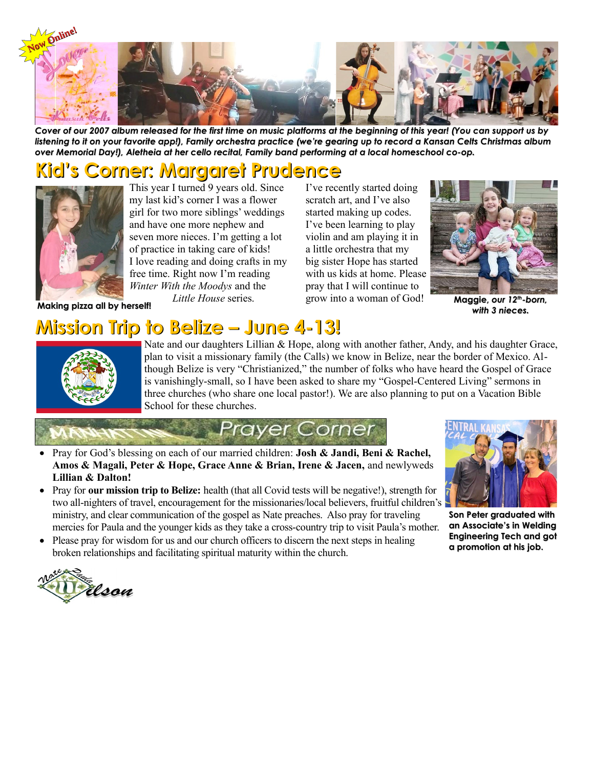*Cover of our 2007 album released for the first time on music platforms at the beginning of this year! (You can support us by listening to it on your favorite app!), Family orchestra practice (we're gearing up to record a Kansan Celts Christmas album over Memorial Day!), Aletheia at her cello recital, Family band performing at a local homeschool co-op.*

## Kid's Corner: Margaret Prudence

**Making pizza all by herself!**

This year I turned 9 years old. Since my last kid's corner I was a flower girl for two more siblings' weddings and have one more nephew and seven more nieces. I'm getting a lot of practice in taking care of kids! I love reading and doing crafts in my free time. Right now I'm reading *Winter With the Moodys* and the *Little House* series.

I've recently started doing scratch art, and I've also started making up codes. I've been learning to play violin and am playing it in a little orchestra that my big sister Hope has started with us kids at home. Please pray that I will continue to grow into a woman of God!

***Maggie, our 12th-born, with 3 nieces.***

## Mission Trip to Belize – June 4-13!

Nate and our daughters Lillian & Hope, along with another father, Andy, and his daughter Grace, plan to visit a missionary family (the Calls) we know in Belize, near the border of Mexico. Although Belize is very "Christianized," the number of folks who have heard the Gospel of Grace is vanishingly-small, so I have been asked to share my "Gospel-Centered Living" sermons in three churches (who share one local pastor!). We are also planning to put on a Vacation Bible School for these churches.

## Prayer Corner

- Pray for God's blessing on each of our married children: **Josh & Jandi, Beni & Rachel, Amos & Magali, Peter & Hope, Grace Anne & Brian, Irene & Jacen,** and newlyweds **Lillian & Dalton!**
- Pray for **our mission trip to Belize:** health (that all Covid tests will be negative!), strength for two all-nighters of travel, encouragement for the missionaries/local believers, fruitful children's ministry, and clear communication of the gospel as Nate preaches. Also pray for traveling mercies for Paula and the younger kids as they take a cross-country trip to visit Paula's mother.
- Please pray for wisdom for us and our church officers to discern the next steps in healing broken relationships and facilitating spiritual maturity within the church.

**Son Peter graduated with an Associate's in Welding Engineering Tech and got a promotion at his job.**

Nate Paula Wilson